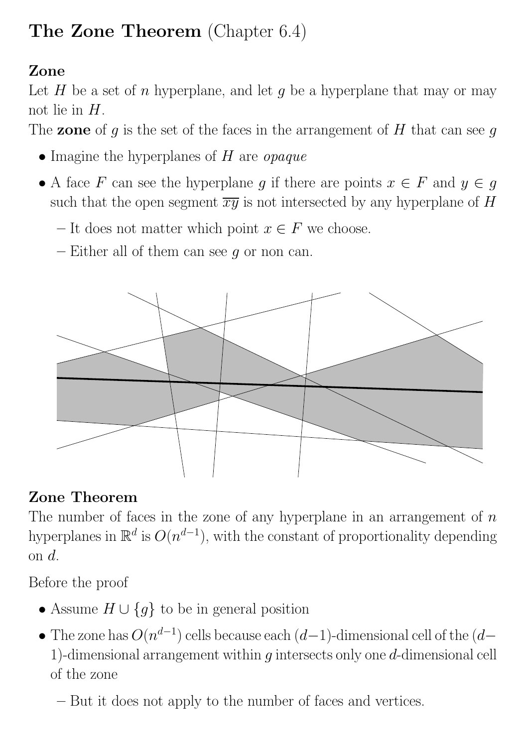# The Zone Theorem (Chapter 6.4)

### Zone

Let $H$ be a set of $n$ hyperplane, and let $g$ be a hyperplane that may or may not lie in $H$.

The **zone** of $g$ is the set of the faces in the arrangement of $H$ that can see $g$

- Imagine the hyperplanes of $H$ are *opaque*
- A face $F$ can see the hyperplane $g$ if there are points $x \in F$ and $y \in g$ such that the open segment $\overline{xy}$ is not intersected by any hyperplane of $H$
  - It does not matter which point $x \in F$ we choose.
  - Either all of them can see $g$ or non can.

### Zone Theorem

The number of faces in the zone of any hyperplane in an arrangement of $n$ hyperplanes in $\mathbb{R}^d$ is $O(n^{d-1})$, with the constant of proportionality depending on $d$.

Before the proof

- Assume $H \cup \{g\}$ to be in general position
- The zone has $O(n^{d-1})$ cells because each $(d-1)$-dimensional cell of the $(d-1)$-dimensional arrangement within $g$ intersects only one $d$-dimensional cell of the zone
  - But it does not apply to the number of faces and vertices.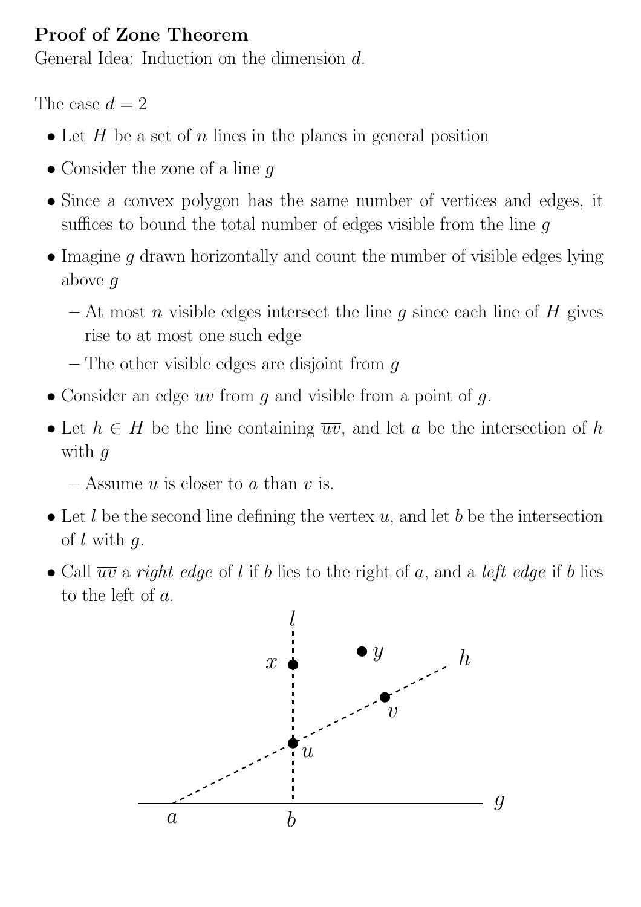**Proof of Zone Theorem**

General Idea: Induction on the dimension $d$.

The case $d = 2$

- Let $H$ be a set of $n$ lines in the planes in general position
- Consider the zone of a line $g$
- Since a convex polygon has the same number of vertices and edges, it suffices to bound the total number of edges visible from the line $g$
- Imagine $g$ drawn horizontally and count the number of visible edges lying above $g$
  - At most $n$ visible edges intersect the line $g$ since each line of $H$ gives rise to at most one such edge
  - The other visible edges are disjoint from $g$
- Consider an edge $\overline{uv}$ from $g$ and visible from a point of $g$.
- Let $h \in H$ be the line containing $\overline{uv}$, and let $a$ be the intersection of $h$ with $g$
  - Assume $u$ is closer to $a$ than $v$ is.
- Let $l$ be the second line defining the vertex $u$, and let $b$ be the intersection of $l$ with $g$.
- Call $\overline{uv}$ a *right edge* of $l$ if $b$ lies to the right of $a$, and a *left edge* if $b$ lies to the left of $a$.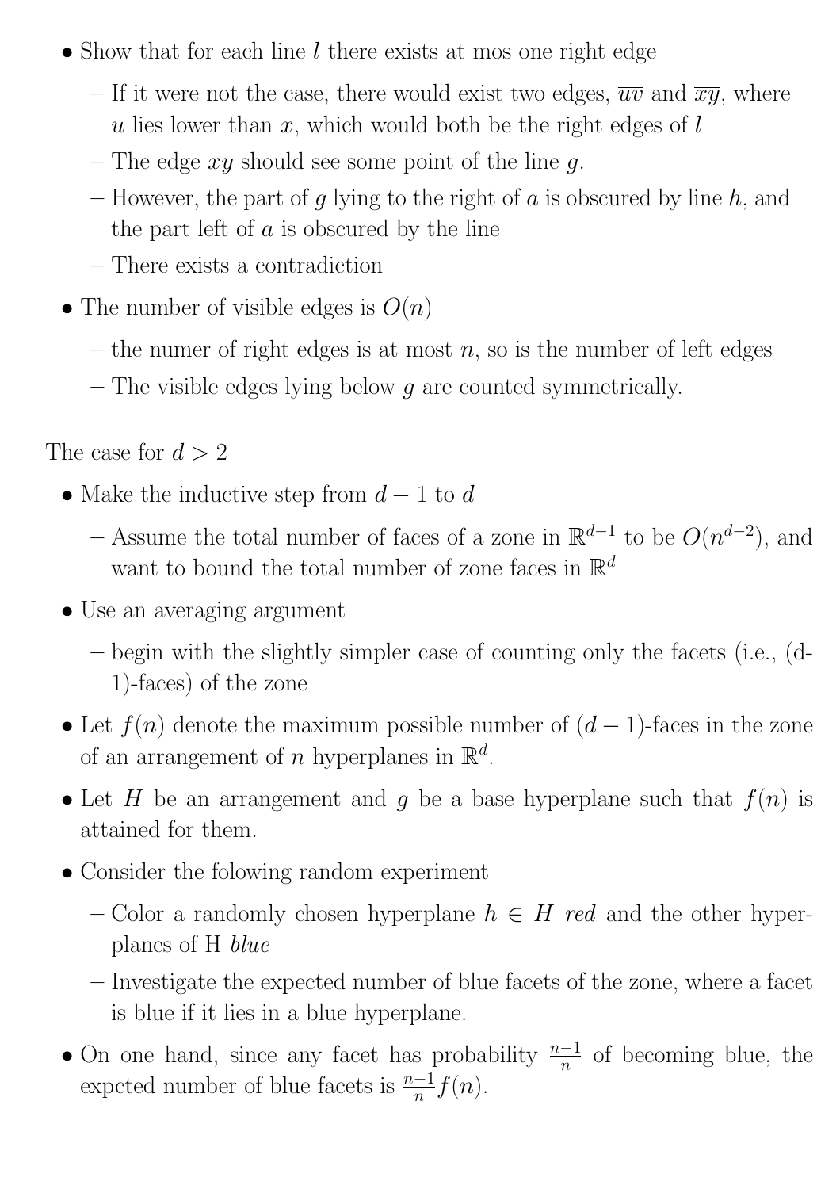- Show that for each line $l$ there exists at mos one right edge
  - If it were not the case, there would exist two edges, $\overline{uv}$ and $\overline{xy}$, where $u$ lies lower than $x$, which would both be the right edges of $l$
  - The edge $\overline{xy}$ should see some point of the line $g$.
  - However, the part of $g$ lying to the right of $a$ is obscured by line $h$, and the part left of $a$ is obscured by the line
  - There exists a contradiction
- The number of visible edges is $O(n)$
  - the numer of right edges is at most $n$, so is the number of left edges
  - The visible edges lying below $g$ are counted symmetrically.

The case for $d > 2$

- Make the inductive step from $d-1$ to $d$
  - Assume the total number of faces of a zone in $\mathbb{R}^{d-1}$ to be $O(n^{d-2})$, and want to bound the total number of zone faces in $\mathbb{R}^d$
- Use an averaging argument
  - begin with the slightly simpler case of counting only the facets (i.e., (d-1)-faces) of the zone
- Let $f(n)$ denote the maximum possible number of $(d-1)$-faces in the zone of an arrangement of $n$ hyperplanes in $\mathbb{R}^d$.
- Let $H$ be an arrangement and $g$ be a base hyperplane such that $f(n)$ is attained for them.
- Consider the folowing random experiment
  - Color a randomly chosen hyperplane $h \in H$ *red* and the other hyperplanes of H *blue*
  - Investigate the expected number of blue facets of the zone, where a facet is blue if it lies in a blue hyperplane.
- On one hand, since any facet has probability $\frac{n-1}{n}$ of becoming blue, the expcted number of blue facets is $\frac{n-1}{n}f(n)$.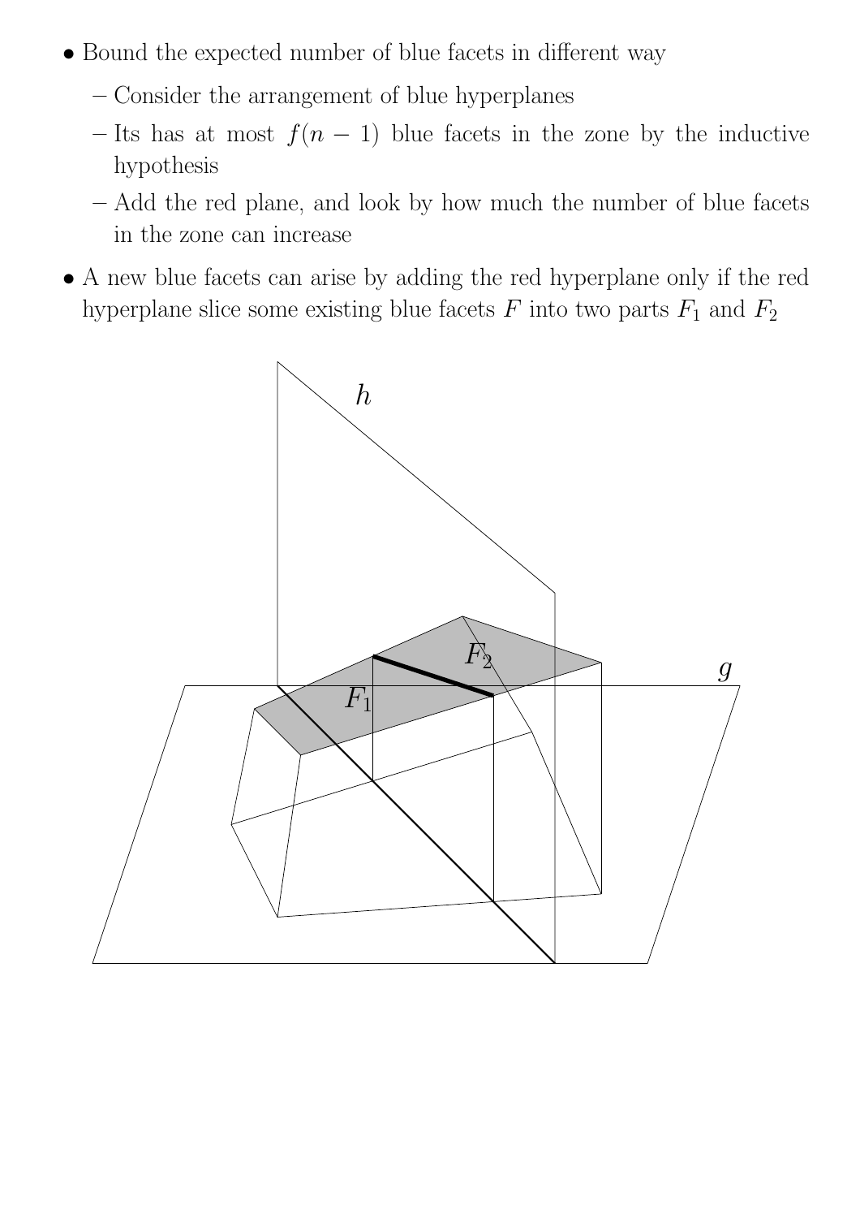- Bound the expected number of blue facets in different way
  - Consider the arrangement of blue hyperplanes
  - Its has at most $f(n-1)$ blue facets in the zone by the inductive hypothesis
  - Add the red plane, and look by how much the number of blue facets in the zone can increase
- A new blue facets can arise by adding the red hyperplane only if the red hyperplane slice some existing blue facets $F$ into two parts $F_1$ and $F_2$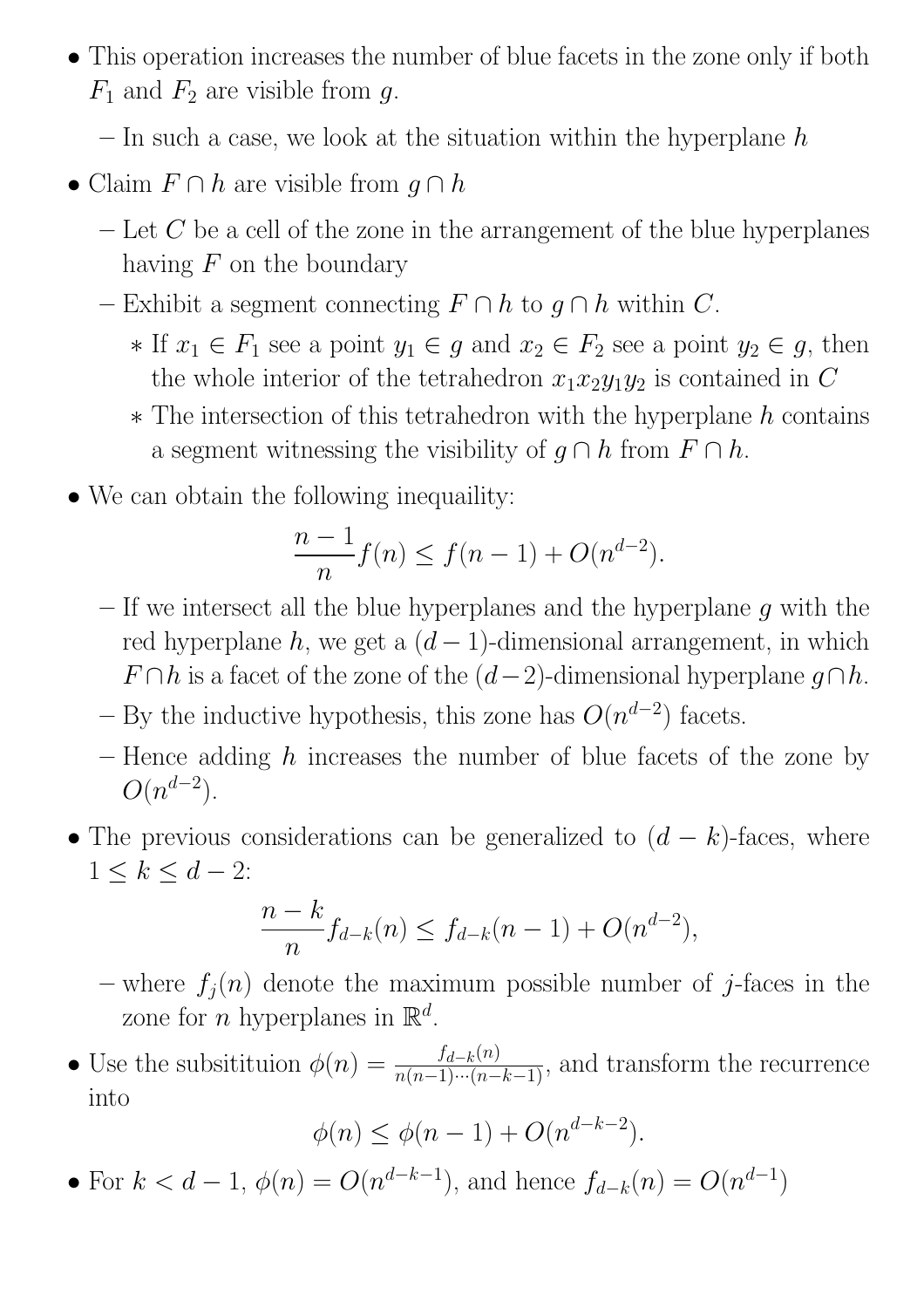- This operation increases the number of blue facets in the zone only if both $F_1$ and $F_2$ are visible from $g$.
  - In such a case, we look at the situation within the hyperplane $h$
- Claim $F \cap h$ are visible from $g \cap h$
  - Let $C$ be a cell of the zone in the arrangement of the blue hyperplanes having $F$ on the boundary
  - Exhibit a segment connecting $F \cap h$ to $g \cap h$ within $C$.
    - If $x_1 \in F_1$ see a point $y_1 \in g$ and $x_2 \in F_2$ see a point $y_2 \in g$, then the whole interior of the tetrahedron $x_1 x_2 y_1 y_2$ is contained in $C$
    - The intersection of this tetrahedron with the hyperplane $h$ contains a segment witnessing the visibility of $g \cap h$ from $F \cap h$.
- We can obtain the following inequaility:

$$\frac{n-1}{n} f(n) \leq f(n-1) + O(n^{d-2}).$$

  - If we intersect all the blue hyperplanes and the hyperplane $g$ with the red hyperplane $h$, we get a $(d-1)$-dimensional arrangement, in which $F \cap h$ is a facet of the zone of the $(d-2)$-dimensional hyperplane $g \cap h$.
  - By the inductive hypothesis, this zone has $O(n^{d-2})$ facets.
  - Hence adding $h$ increases the number of blue facets of the zone by $O(n^{d-2})$.
- The previous considerations can be generalized to $(d-k)$-faces, where $1 \leq k \leq d-2$:

$$\frac{n-k}{n} f_{d-k}(n) \leq f_{d-k}(n-1) + O(n^{d-2}),$$

  - where $f_j(n)$ denote the maximum possible number of $j$-faces in the zone for $n$ hyperplanes in $\mathbb{R}^d$.
- Use the subsitituion $\phi(n) = \frac{f_{d-k}(n)}{n(n-1)\cdots(n-k-1)}$, and transform the recurrence into

$$\phi(n) \leq \phi(n-1) + O(n^{d-k-2}).$$

- For $k < d-1$, $\phi(n) = O(n^{d-k-1})$, and hence $f_{d-k}(n) = O(n^{d-1})$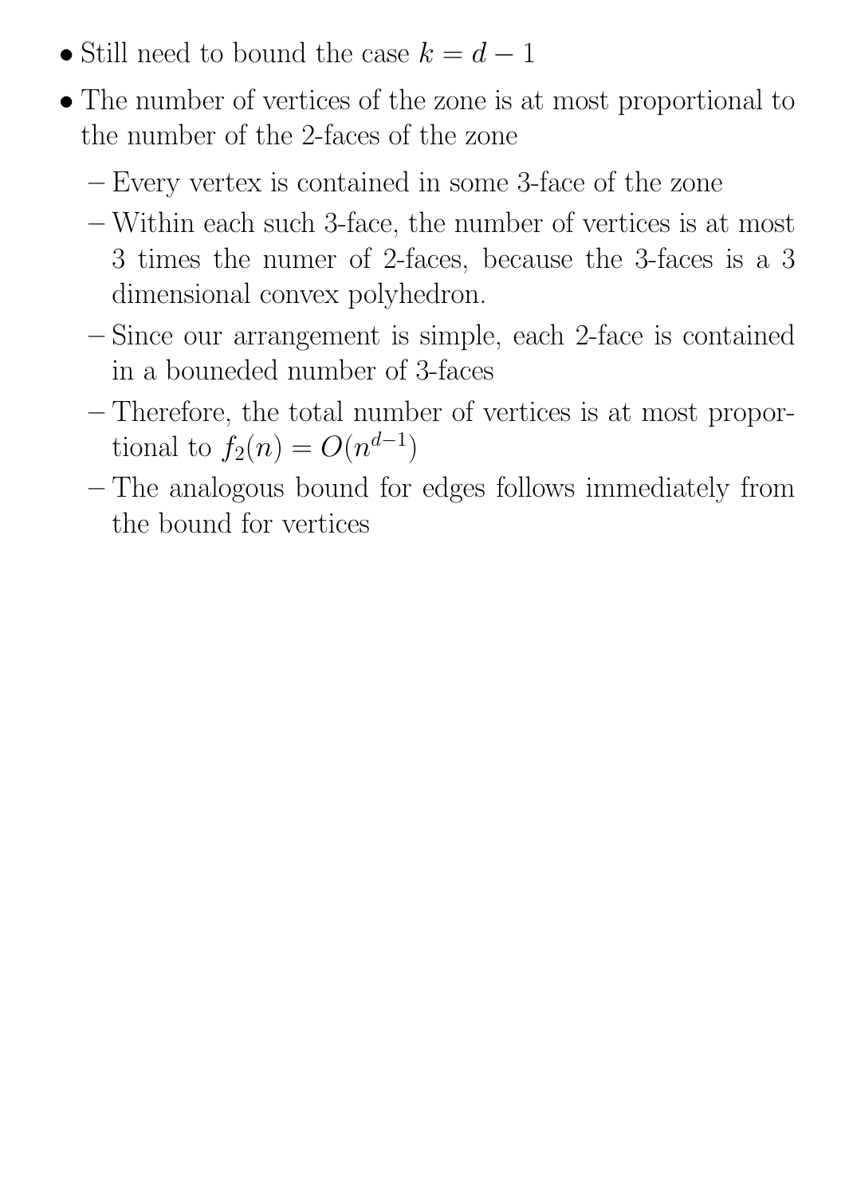- Still need to bound the case $k = d - 1$
- The number of vertices of the zone is at most proportional to the number of the 2-faces of the zone
  - Every vertex is contained in some 3-face of the zone
  - Within each such 3-face, the number of vertices is at most 3 times the numer of 2-faces, because the 3-faces is a 3 dimensional convex polyhedron.
  - Since our arrangement is simple, each 2-face is contained in a bouneded number of 3-faces
  - Therefore, the total number of vertices is at most proportional to $f_2(n) = O(n^{d-1})$
  - The analogous bound for edges follows immediately from the bound for vertices